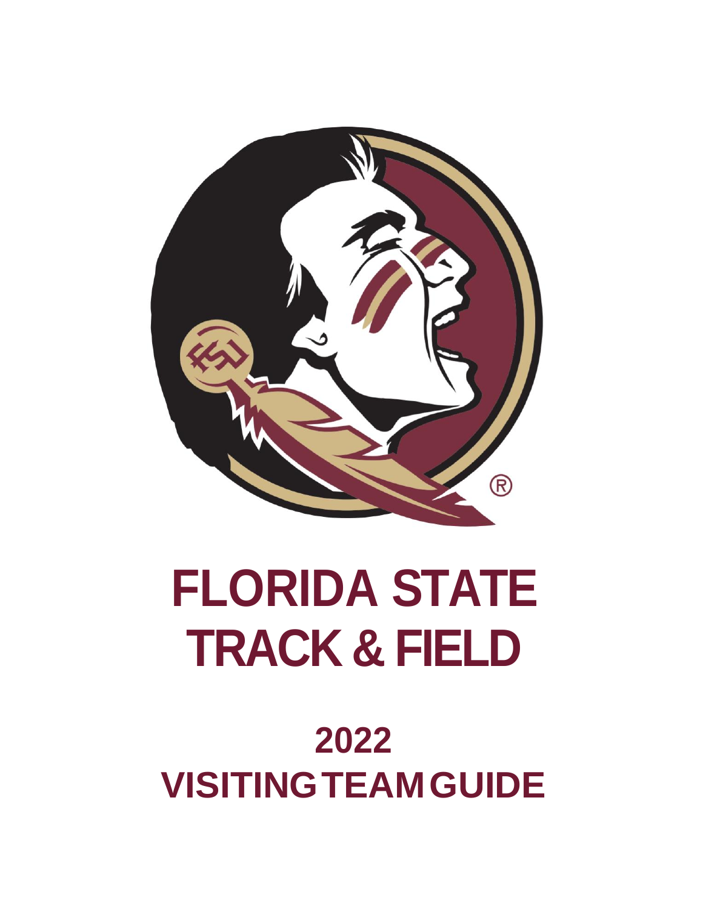# FLORIDA STATE TRACK & FIELD

## 2022 VISITING TEAM GUIDE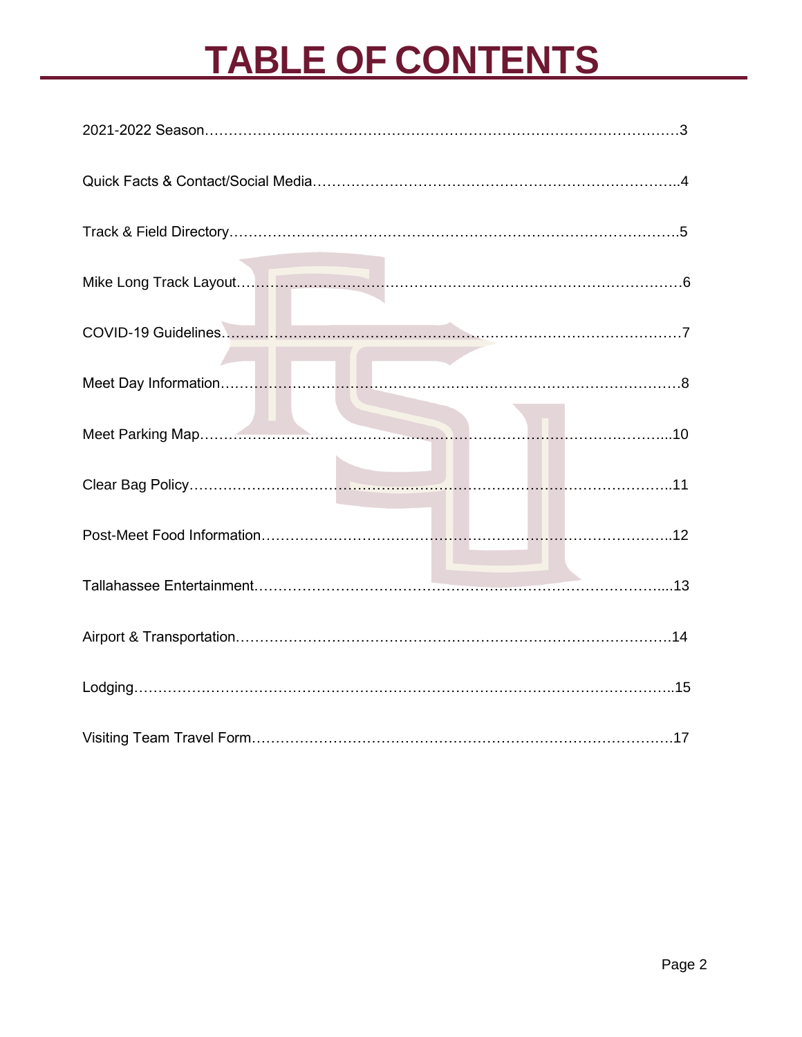# TABLE OF CONTENTS

| | |
|---|---|
| 2021-2022 Season | 3 |
| Quick Facts & Contact/Social Media | 4 |
| Track & Field Directory | 5 |
| Mike Long Track Layout | 6 |
| COVID-19 Guidelines | 7 |
| Meet Day Information | 8 |
| Meet Parking Map | 10 |
| Clear Bag Policy | 11 |
| Post-Meet Food Information | 12 |
| Tallahassee Entertainment | 13 |
| Airport & Transportation | 14 |
| Lodging | 15 |
| Visiting Team Travel Form | 17 |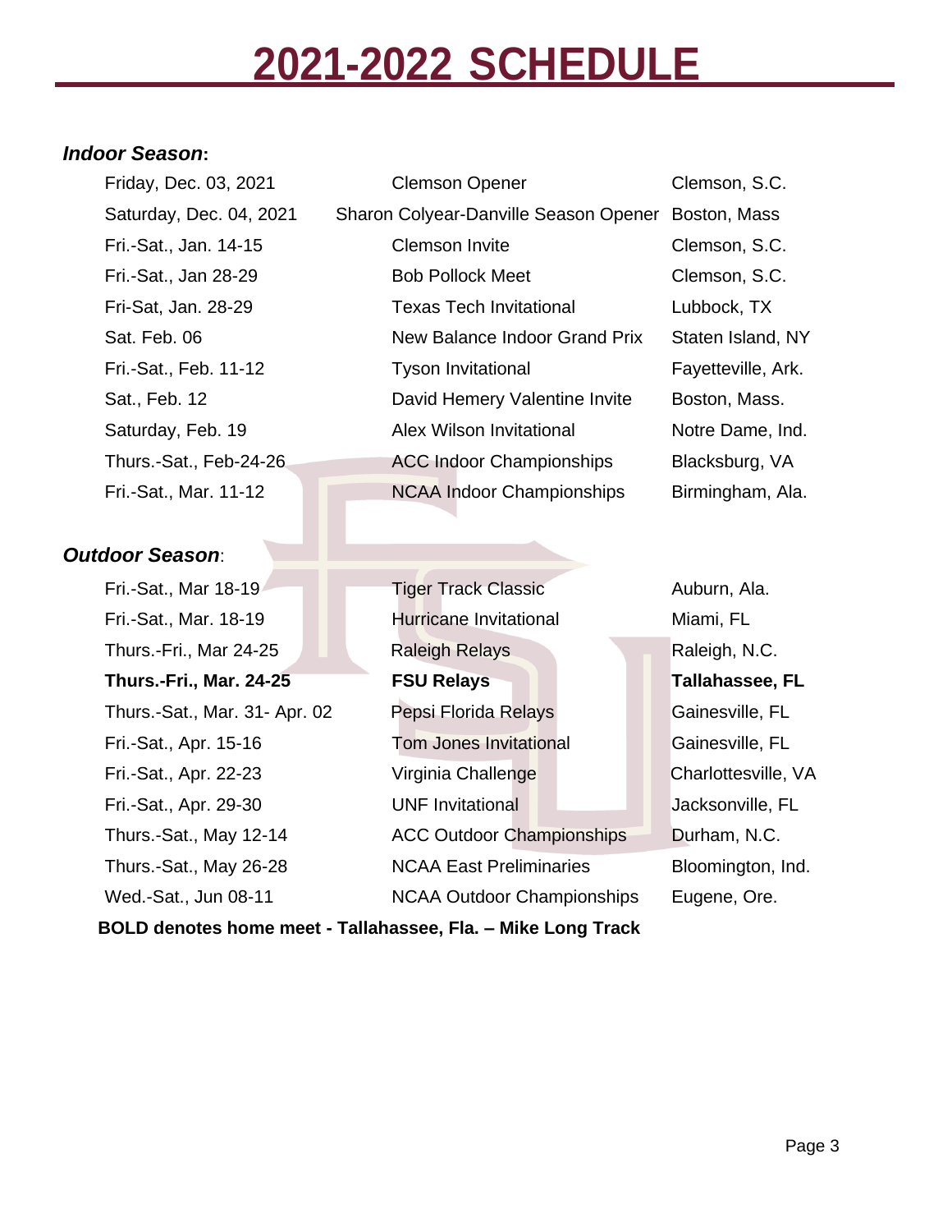# 2021-2022 SCHEDULE

***Indoor Season*:**

| | | |
|---|---|---|
| Friday, Dec. 03, 2021 | Clemson Opener | Clemson, S.C. |
| Saturday, Dec. 04, 2021 | Sharon Colyear-Danville Season Opener | Boston, Mass |
| Fri.-Sat., Jan. 14-15 | Clemson Invite | Clemson, S.C. |
| Fri.-Sat., Jan 28-29 | Bob Pollock Meet | Clemson, S.C. |
| Fri-Sat, Jan. 28-29 | Texas Tech Invitational | Lubbock, TX |
| Sat. Feb. 06 | New Balance Indoor Grand Prix | Staten Island, NY |
| Fri.-Sat., Feb. 11-12 | Tyson Invitational | Fayetteville, Ark. |
| Sat., Feb. 12 | David Hemery Valentine Invite | Boston, Mass. |
| Saturday, Feb. 19 | Alex Wilson Invitational | Notre Dame, Ind. |
| Thurs.-Sat., Feb-24-26 | ACC Indoor Championships | Blacksburg, VA |
| Fri.-Sat., Mar. 11-12 | NCAA Indoor Championships | Birmingham, Ala. |

***Outdoor Season*:**

| | | |
|---|---|---|
| Fri.-Sat., Mar 18-19 | Tiger Track Classic | Auburn, Ala. |
| Fri.-Sat., Mar. 18-19 | Hurricane Invitational | Miami, FL |
| Thurs.-Fri., Mar 24-25 | Raleigh Relays | Raleigh, N.C. |
| **Thurs.-Fri., Mar. 24-25** | **FSU Relays** | **Tallahassee, FL** |
| Thurs.-Sat., Mar. 31- Apr. 02 | Pepsi Florida Relays | Gainesville, FL |
| Fri.-Sat., Apr. 15-16 | Tom Jones Invitational | Gainesville, FL |
| Fri.-Sat., Apr. 22-23 | Virginia Challenge | Charlottesville, VA |
| Fri.-Sat., Apr. 29-30 | UNF Invitational | Jacksonville, FL |
| Thurs.-Sat., May 12-14 | ACC Outdoor Championships | Durham, N.C. |
| Thurs.-Sat., May 26-28 | NCAA East Preliminaries | Bloomington, Ind. |
| Wed.-Sat., Jun 08-11 | NCAA Outdoor Championships | Eugene, Ore. |

**BOLD denotes home meet - Tallahassee, Fla. – Mike Long Track**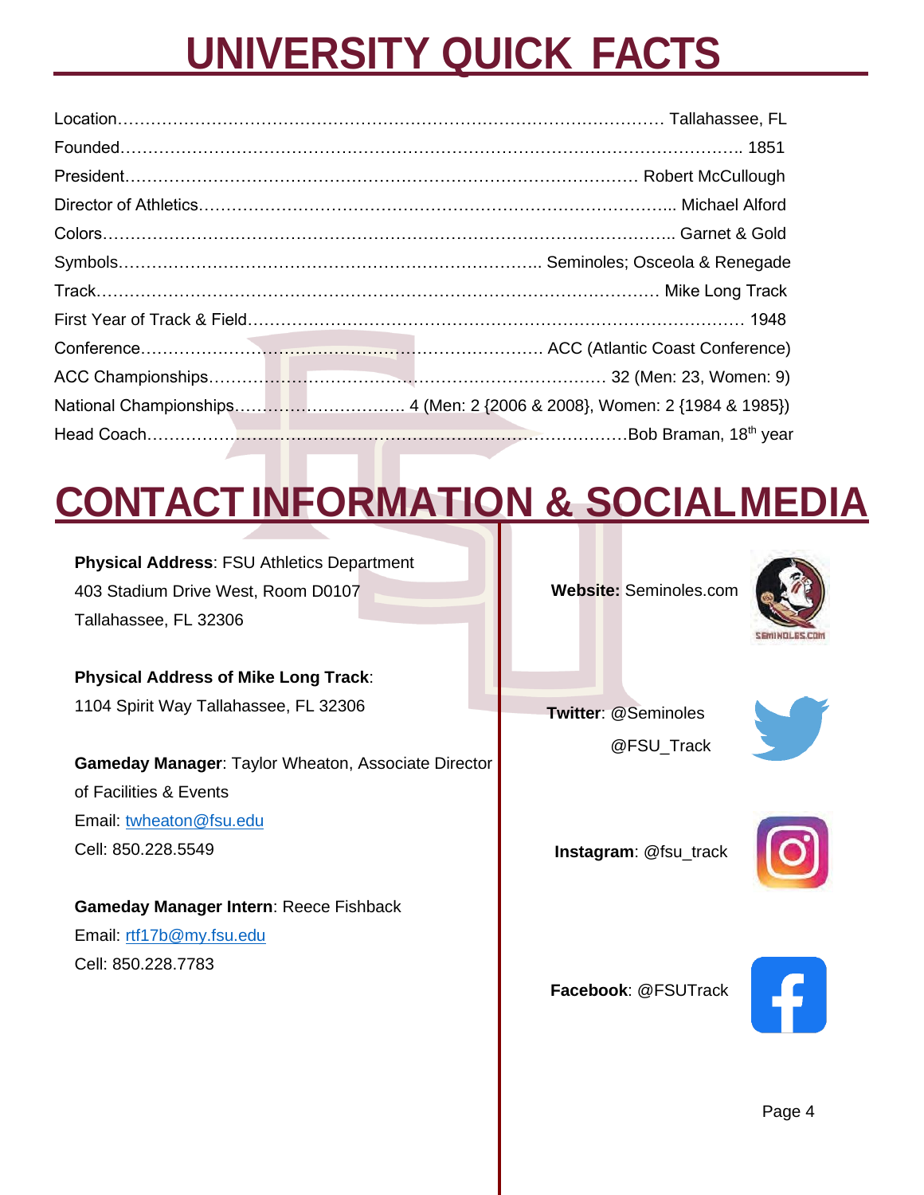# UNIVERSITY QUICK FACTS

| | |
|---|---|
| Location | Tallahassee, FL |
| Founded | 1851 |
| President | Robert McCullough |
| Director of Athletics | Michael Alford |
| Colors | Garnet & Gold |
| Symbols | Seminoles; Osceola & Renegade |
| Track | Mike Long Track |
| First Year of Track & Field | 1948 |
| Conference | ACC (Atlantic Coast Conference) |
| ACC Championships | 32 (Men: 23, Women: 9) |
| National Championships | 4 (Men: 2 {2006 & 2008}, Women: 2 {1984 & 1985}) |
| Head Coach | Bob Braman, 18th year |

# CONTACT INFORMATION & SOCIAL MEDIA

**Physical Address**: FSU Athletics Department
403 Stadium Drive West, Room D0107
Tallahassee, FL 32306

**Physical Address of Mike Long Track**:
1104 Spirit Way Tallahassee, FL 32306

**Gameday Manager**: Taylor Wheaton, Associate Director of Facilities & Events
Email: twheaton@fsu.edu
Cell: 850.228.5549

**Gameday Manager Intern**: Reece Fishback
Email: rtf17b@my.fsu.edu
Cell: 850.228.7783

**Website:** Seminoles.com

**Twitter**: @Seminoles
@FSU_Track

**Instagram**: @fsu_track

**Facebook**: @FSUTrack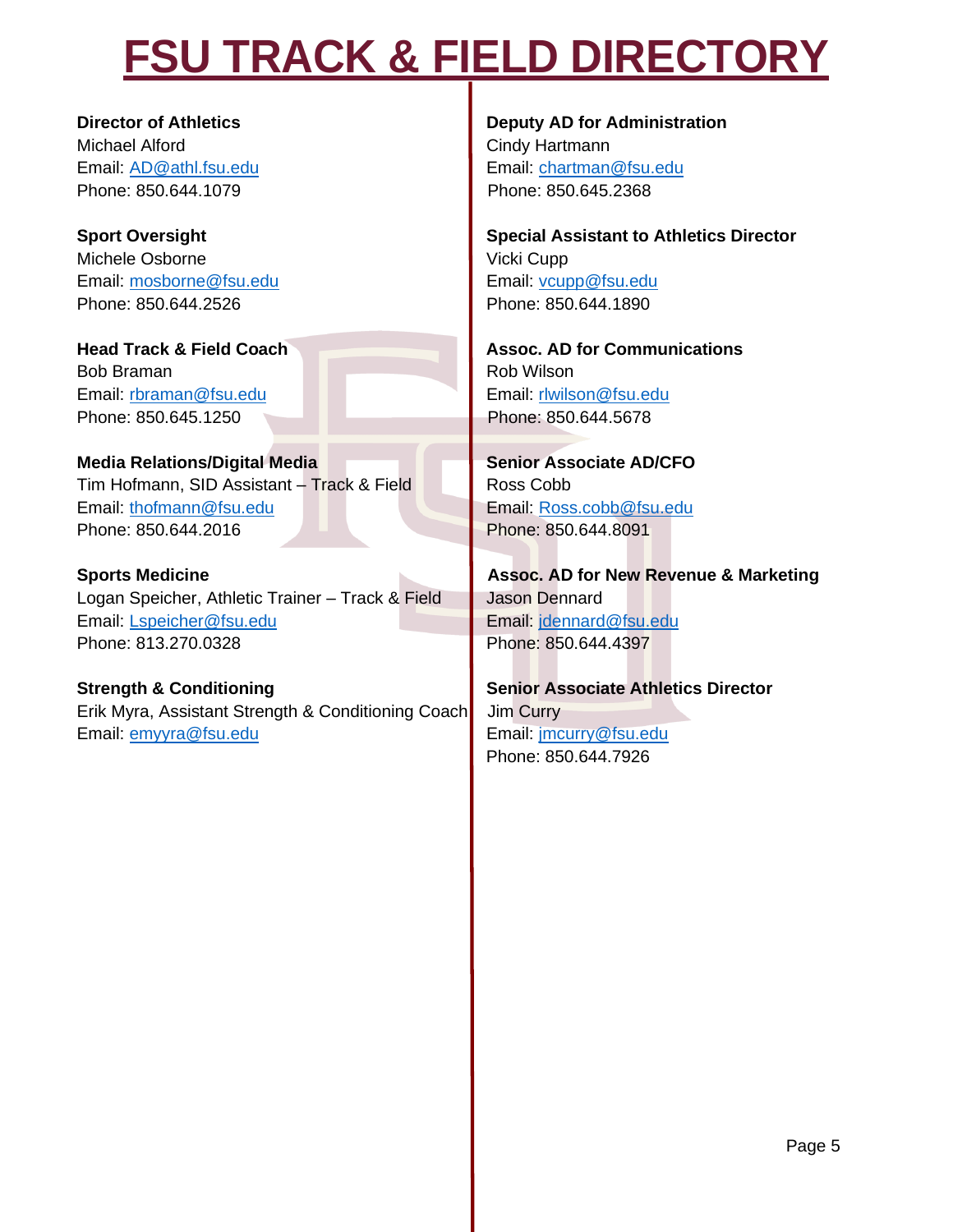# FSU TRACK & FIELD DIRECTORY

**Director of Athletics**
Michael Alford
Email: AD@athl.fsu.edu
Phone: 850.644.1079

**Sport Oversight**
Michele Osborne
Email: mosborne@fsu.edu
Phone: 850.644.2526

**Head Track & Field Coach**
Bob Braman
Email: rbraman@fsu.edu
Phone: 850.645.1250

**Media Relations/Digital Media**
Tim Hofmann, SID Assistant – Track & Field
Email: thofmann@fsu.edu
Phone: 850.644.2016

**Sports Medicine**
Logan Speicher, Athletic Trainer – Track & Field
Email: Lspeicher@fsu.edu
Phone: 813.270.0328

**Strength & Conditioning**
Erik Myra, Assistant Strength & Conditioning Coach
Email: emyyra@fsu.edu

**Deputy AD for Administration**
Cindy Hartmann
Email: chartman@fsu.edu
Phone: 850.645.2368

**Special Assistant to Athletics Director**
Vicki Cupp
Email: vcupp@fsu.edu
Phone: 850.644.1890

**Assoc. AD for Communications**
Rob Wilson
Email: rlwilson@fsu.edu
Phone: 850.644.5678

**Senior Associate AD/CFO**
Ross Cobb
Email: Ross.cobb@fsu.edu
Phone: 850.644.8091

**Assoc. AD for New Revenue & Marketing**
Jason Dennard
Email: jdennard@fsu.edu
Phone: 850.644.4397

**Senior Associate Athletics Director**
Jim Curry
Email: jmcurry@fsu.edu
Phone: 850.644.7926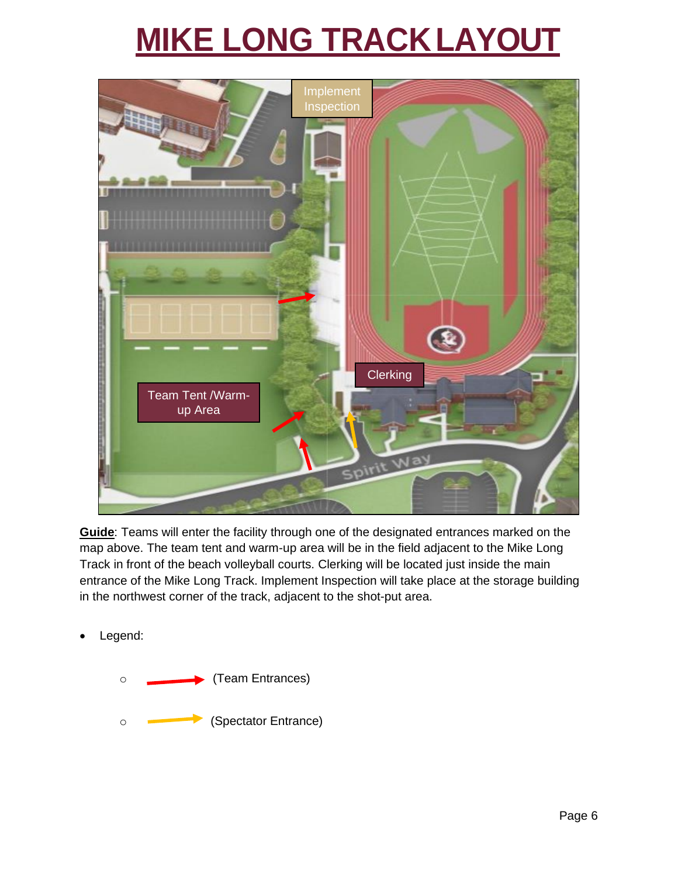# MIKE LONG TRACK LAYOUT

Implement Inspection

Clerking

Team Tent /Warm-up Area

Spirit Way

**Guide**: Teams will enter the facility through one of the designated entrances marked on the map above. The team tent and warm-up area will be in the field adjacent to the Mike Long Track in front of the beach volleyball courts. Clerking will be located just inside the main entrance of the Mike Long Track. Implement Inspection will take place at the storage building in the northwest corner of the track, adjacent to the shot-put area.

- Legend:
  - → (Team Entrances)
  - → (Spectator Entrance)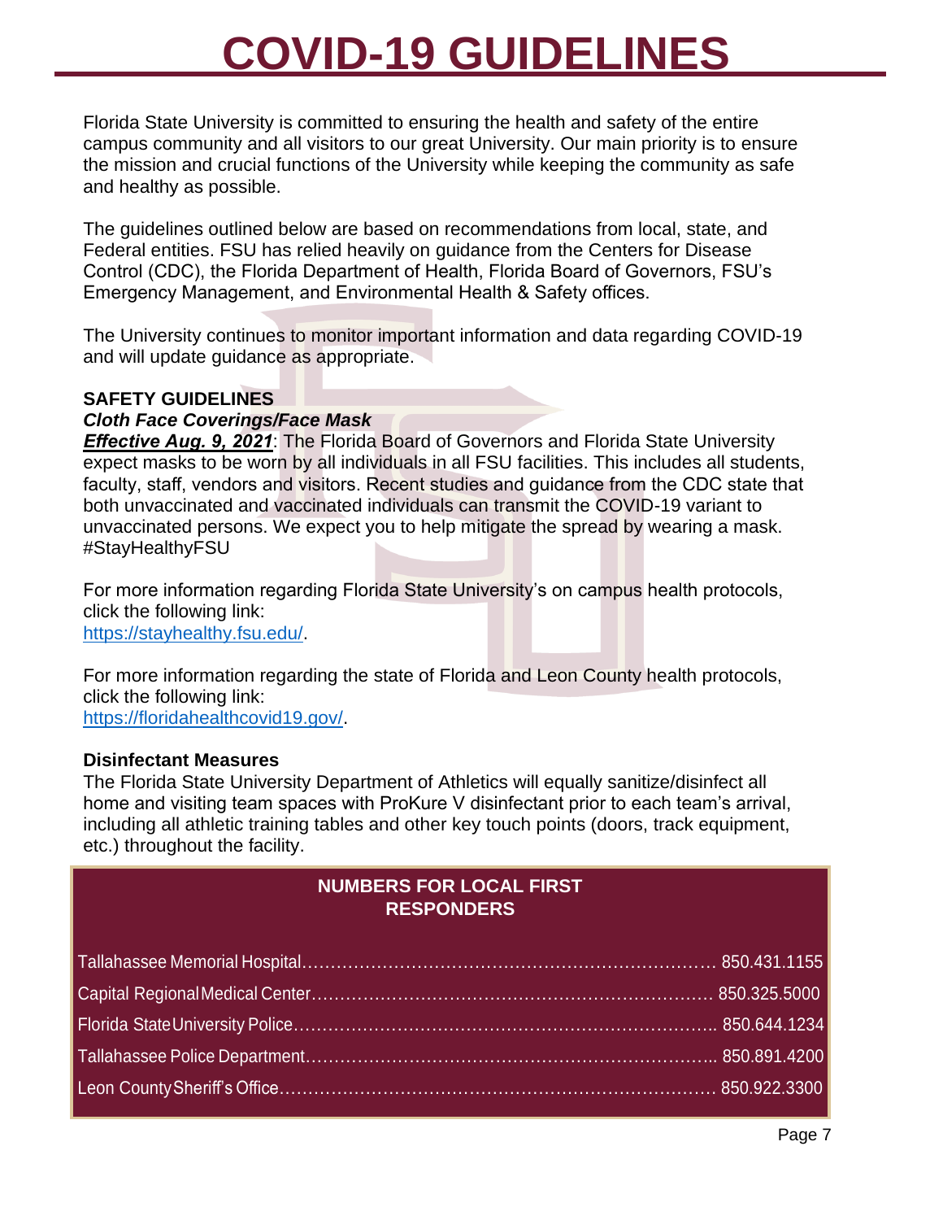# COVID-19 GUIDELINES

Florida State University is committed to ensuring the health and safety of the entire campus community and all visitors to our great University. Our main priority is to ensure the mission and crucial functions of the University while keeping the community as safe and healthy as possible.

The guidelines outlined below are based on recommendations from local, state, and Federal entities. FSU has relied heavily on guidance from the Centers for Disease Control (CDC), the Florida Department of Health, Florida Board of Governors, FSU's Emergency Management, and Environmental Health & Safety offices.

The University continues to monitor important information and data regarding COVID-19 and will update guidance as appropriate.

**SAFETY GUIDELINES**

***Cloth Face Coverings/Face Mask***

***Effective Aug. 9, 2021***: The Florida Board of Governors and Florida State University expect masks to be worn by all individuals in all FSU facilities. This includes all students, faculty, staff, vendors and visitors. Recent studies and guidance from the CDC state that both unvaccinated and vaccinated individuals can transmit the COVID-19 variant to unvaccinated persons. We expect you to help mitigate the spread by wearing a mask. #StayHealthyFSU

For more information regarding Florida State University's on campus health protocols, click the following link:
https://stayhealthy.fsu.edu/.

For more information regarding the state of Florida and Leon County health protocols, click the following link:
https://floridahealthcovid19.gov/.

**Disinfectant Measures**

The Florida State University Department of Athletics will equally sanitize/disinfect all home and visiting team spaces with ProKure V disinfectant prior to each team's arrival, including all athletic training tables and other key touch points (doors, track equipment, etc.) throughout the facility.

**NUMBERS FOR LOCAL FIRST RESPONDERS**

| | |
|---|---|
| Tallahassee Memorial Hospital | 850.431.1155 |
| Capital Regional Medical Center | 850.325.5000 |
| Florida State University Police | 850.644.1234 |
| Tallahassee Police Department | 850.891.4200 |
| Leon County Sheriff's Office | 850.922.3300 |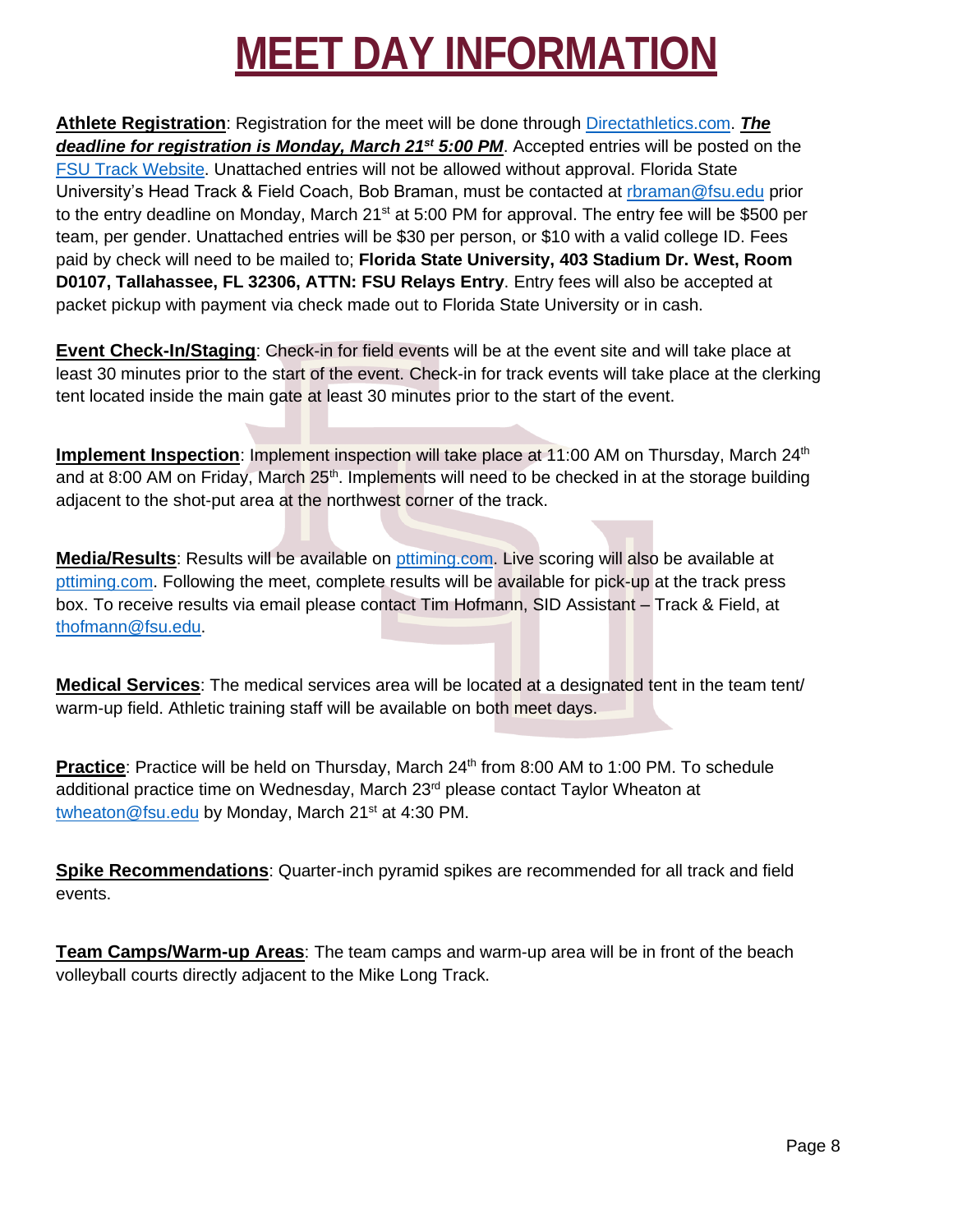# MEET DAY INFORMATION

**Athlete Registration**: Registration for the meet will be done through Directathletics.com. ***The deadline for registration is Monday, March 21st 5:00 PM***. Accepted entries will be posted on the FSU Track Website. Unattached entries will not be allowed without approval. Florida State University's Head Track & Field Coach, Bob Braman, must be contacted at rbraman@fsu.edu prior to the entry deadline on Monday, March 21st at 5:00 PM for approval. The entry fee will be $500 per team, per gender. Unattached entries will be $30 per person, or $10 with a valid college ID. Fees paid by check will need to be mailed to; **Florida State University, 403 Stadium Dr. West, Room D0107, Tallahassee, FL 32306, ATTN: FSU Relays Entry**. Entry fees will also be accepted at packet pickup with payment via check made out to Florida State University or in cash.

**Event Check-In/Staging**: Check-in for field events will be at the event site and will take place at least 30 minutes prior to the start of the event. Check-in for track events will take place at the clerking tent located inside the main gate at least 30 minutes prior to the start of the event.

**Implement Inspection**: Implement inspection will take place at 11:00 AM on Thursday, March 24th and at 8:00 AM on Friday, March 25th. Implements will need to be checked in at the storage building adjacent to the shot-put area at the northwest corner of the track.

**Media/Results**: Results will be available on pttiming.com. Live scoring will also be available at pttiming.com. Following the meet, complete results will be available for pick-up at the track press box. To receive results via email please contact Tim Hofmann, SID Assistant – Track & Field, at thofmann@fsu.edu.

**Medical Services**: The medical services area will be located at a designated tent in the team tent/ warm-up field. Athletic training staff will be available on both meet days.

**Practice**: Practice will be held on Thursday, March 24th from 8:00 AM to 1:00 PM. To schedule additional practice time on Wednesday, March 23rd please contact Taylor Wheaton at twheaton@fsu.edu by Monday, March 21st at 4:30 PM.

**Spike Recommendations**: Quarter-inch pyramid spikes are recommended for all track and field events.

**Team Camps/Warm-up Areas**: The team camps and warm-up area will be in front of the beach volleyball courts directly adjacent to the Mike Long Track.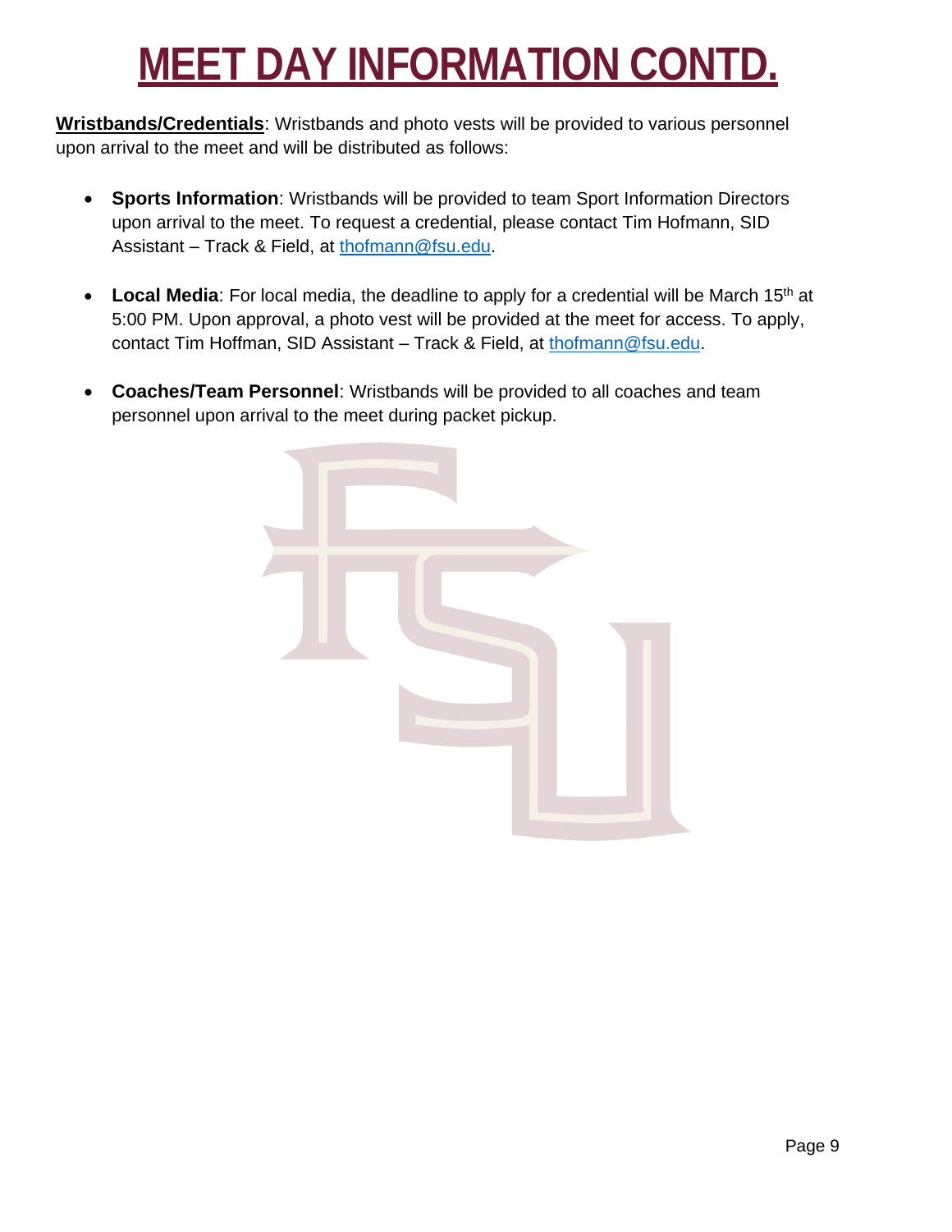# MEET DAY INFORMATION CONTD.

**Wristbands/Credentials**: Wristbands and photo vests will be provided to various personnel upon arrival to the meet and will be distributed as follows:

- **Sports Information**: Wristbands will be provided to team Sport Information Directors upon arrival to the meet. To request a credential, please contact Tim Hofmann, SID Assistant – Track & Field, at thofmann@fsu.edu.
- **Local Media**: For local media, the deadline to apply for a credential will be March 15th at 5:00 PM. Upon approval, a photo vest will be provided at the meet for access. To apply, contact Tim Hoffman, SID Assistant – Track & Field, at thofmann@fsu.edu.
- **Coaches/Team Personnel**: Wristbands will be provided to all coaches and team personnel upon arrival to the meet during packet pickup.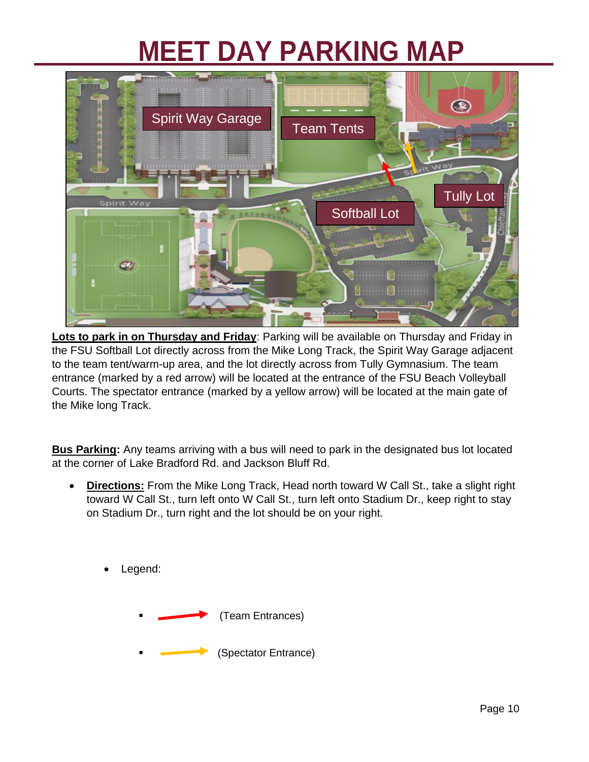# MEET DAY PARKING MAP

Spirit Way Garage

Team Tents

Tully Lot

Softball Lot

**Lots to park in on Thursday and Friday**: Parking will be available on Thursday and Friday in the FSU Softball Lot directly across from the Mike Long Track, the Spirit Way Garage adjacent to the team tent/warm-up area, and the lot directly across from Tully Gymnasium. The team entrance (marked by a red arrow) will be located at the entrance of the FSU Beach Volleyball Courts. The spectator entrance (marked by a yellow arrow) will be located at the main gate of the Mike long Track.

**Bus Parking:** Any teams arriving with a bus will need to park in the designated bus lot located at the corner of Lake Bradford Rd. and Jackson Bluff Rd.

- **Directions:** From the Mike Long Track, Head north toward W Call St., take a slight right toward W Call St., turn left onto W Call St., turn left onto Stadium Dr., keep right to stay on Stadium Dr., turn right and the lot should be on your right.

- Legend:
  - (Team Entrances)
  - (Spectator Entrance)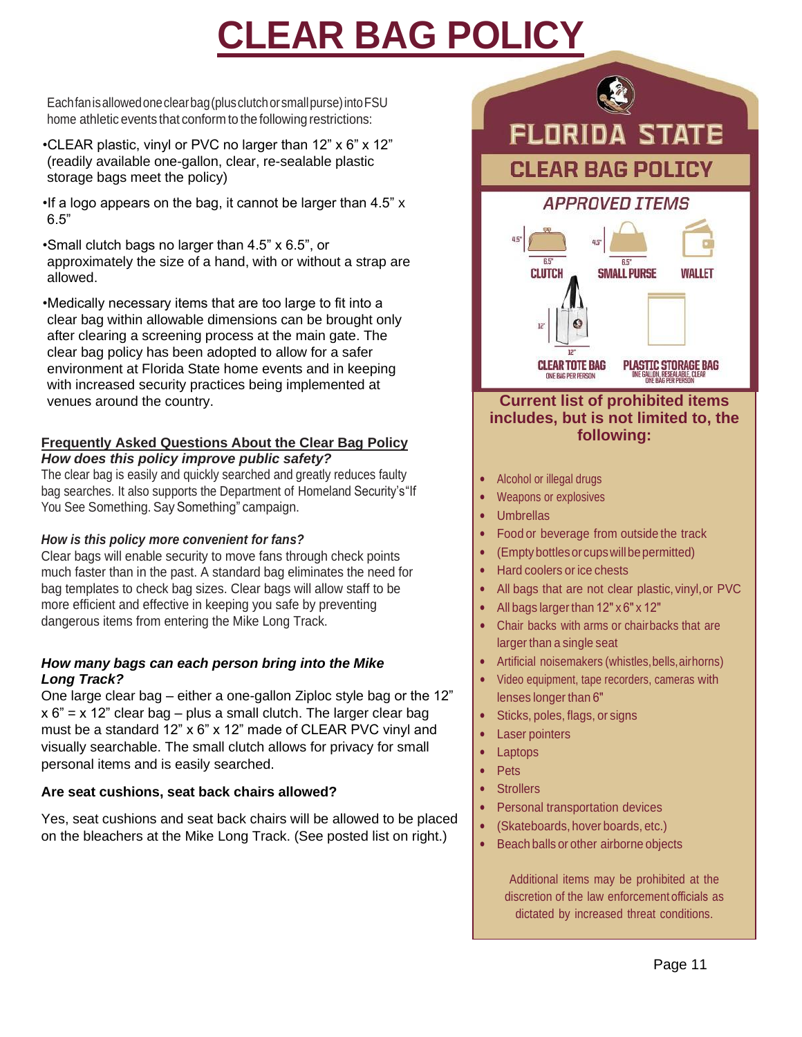# CLEAR BAG POLICY

Each fan is allowed one clear bag (plus clutch or small purse) into FSU home athletic events that conform to the following restrictions:

- CLEAR plastic, vinyl or PVC no larger than 12" x 6" x 12" (readily available one-gallon, clear, re-sealable plastic storage bags meet the policy)
- If a logo appears on the bag, it cannot be larger than 4.5" x 6.5"
- Small clutch bags no larger than 4.5" x 6.5", or approximately the size of a hand, with or without a strap are allowed.
- Medically necessary items that are too large to fit into a clear bag within allowable dimensions can be brought only after clearing a screening process at the main gate. The clear bag policy has been adopted to allow for a safer environment at Florida State home events and in keeping with increased security practices being implemented at venues around the country.

## Frequently Asked Questions About the Clear Bag Policy

***How does this policy improve public safety?***

The clear bag is easily and quickly searched and greatly reduces faulty bag searches. It also supports the Department of Homeland Security's "If You See Something. Say Something" campaign.

***How is this policy more convenient for fans?***

Clear bags will enable security to move fans through check points much faster than in the past. A standard bag eliminates the need for bag templates to check bag sizes. Clear bags will allow staff to be more efficient and effective in keeping you safe by preventing dangerous items from entering the Mike Long Track.

***How many bags can each person bring into the Mike Long Track?***

One large clear bag – either a one-gallon Ziploc style bag or the 12" x 6" = x 12" clear bag – plus a small clutch. The larger clear bag must be a standard 12" x 6" x 12" made of CLEAR PVC vinyl and visually searchable. The small clutch allows for privacy for small personal items and is easily searched.

**Are seat cushions, seat back chairs allowed?**

Yes, seat cushions and seat back chairs will be allowed to be placed on the bleachers at the Mike Long Track. (See posted list on right.)

FLORIDA STATE

CLEAR BAG POLICY

APPROVED ITEMS

4.5" 6.5" CLUTCH

4.5" 6.5" SMALL PURSE

WALLET

12" 12" CLEAR TOTE BAG ONE BAG PER PERSON

PLASTIC STORAGE BAG ONE GALLON, RESEALABLE, CLEAR ONE BAG PER PERSON

**Current list of prohibited items includes, but is not limited to, the following:**

- Alcohol or illegal drugs
- Weapons or explosives
- Umbrellas
- Food or beverage from outside the track
- (Empty bottles or cups will be permitted)
- Hard coolers or ice chests
- All bags that are not clear plastic, vinyl, or PVC
- All bags larger than 12" x 6" x 12"
- Chair backs with arms or chairbacks that are larger than a single seat
- Artificial noisemakers (whistles, bells, airhorns)
- Video equipment, tape recorders, cameras with lenses longer than 6"
- Sticks, poles, flags, or signs
- Laser pointers
- Laptops
- Pets
- Strollers
- Personal transportation devices
- (Skateboards, hover boards, etc.)
- Beach balls or other airborne objects

Additional items may be prohibited at the discretion of the law enforcement officials as dictated by increased threat conditions.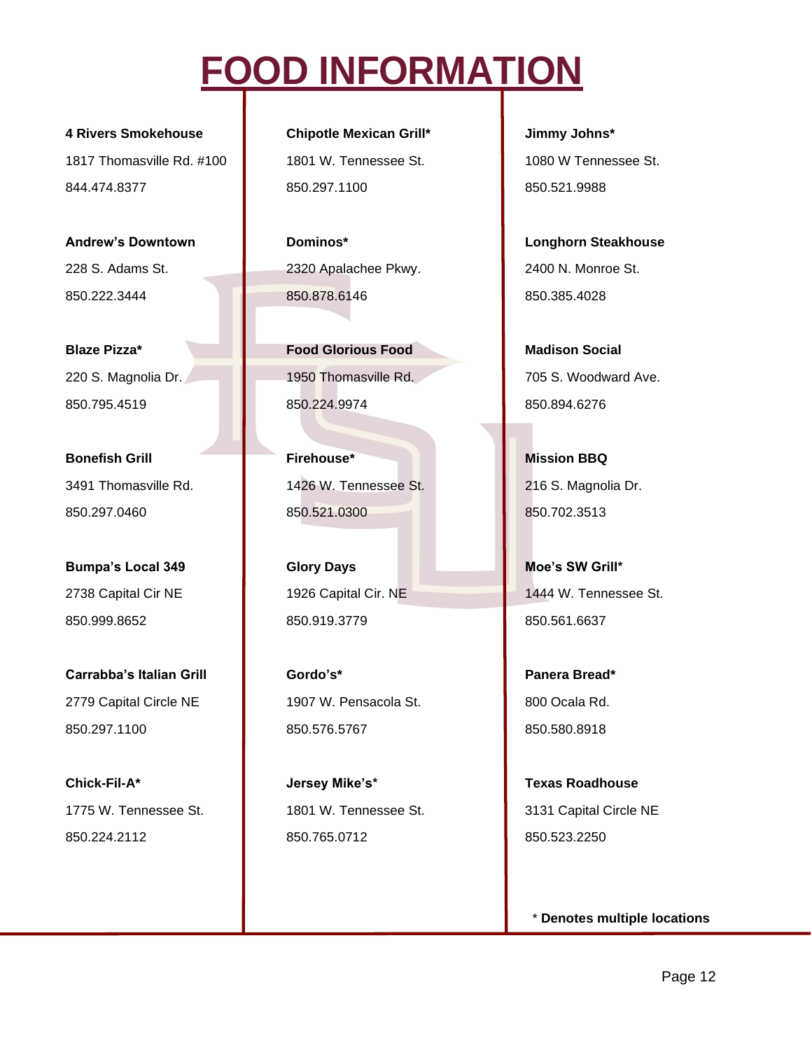# FOOD INFORMATION

**4 Rivers Smokehouse**
1817 Thomasville Rd. #100
844.474.8377

**Andrew's Downtown**
228 S. Adams St.
850.222.3444

**Blaze Pizza***
220 S. Magnolia Dr.
850.795.4519

**Bonefish Grill**
3491 Thomasville Rd.
850.297.0460

**Bumpa's Local 349**
2738 Capital Cir NE
850.999.8652

**Carrabba's Italian Grill**
2779 Capital Circle NE
850.297.1100

**Chick-Fil-A***
1775 W. Tennessee St.
850.224.2112

**Chipotle Mexican Grill***
1801 W. Tennessee St.
850.297.1100

**Dominos***
2320 Apalachee Pkwy.
850.878.6146

**Food Glorious Food**
1950 Thomasville Rd.
850.224.9974

**Firehouse***
1426 W. Tennessee St.
850.521.0300

**Glory Days**
1926 Capital Cir. NE
850.919.3779

**Gordo's***
1907 W. Pensacola St.
850.576.5767

**Jersey Mike's***
1801 W. Tennessee St.
850.765.0712

**Jimmy Johns***
1080 W Tennessee St.
850.521.9988

**Longhorn Steakhouse**
2400 N. Monroe St.
850.385.4028

**Madison Social**
705 S. Woodward Ave.
850.894.6276

**Mission BBQ**
216 S. Magnolia Dr.
850.702.3513

**Moe's SW Grill***
1444 W. Tennessee St.
850.561.6637

**Panera Bread***
800 Ocala Rd.
850.580.8918

**Texas Roadhouse**
3131 Capital Circle NE
850.523.2250

* **Denotes multiple locations**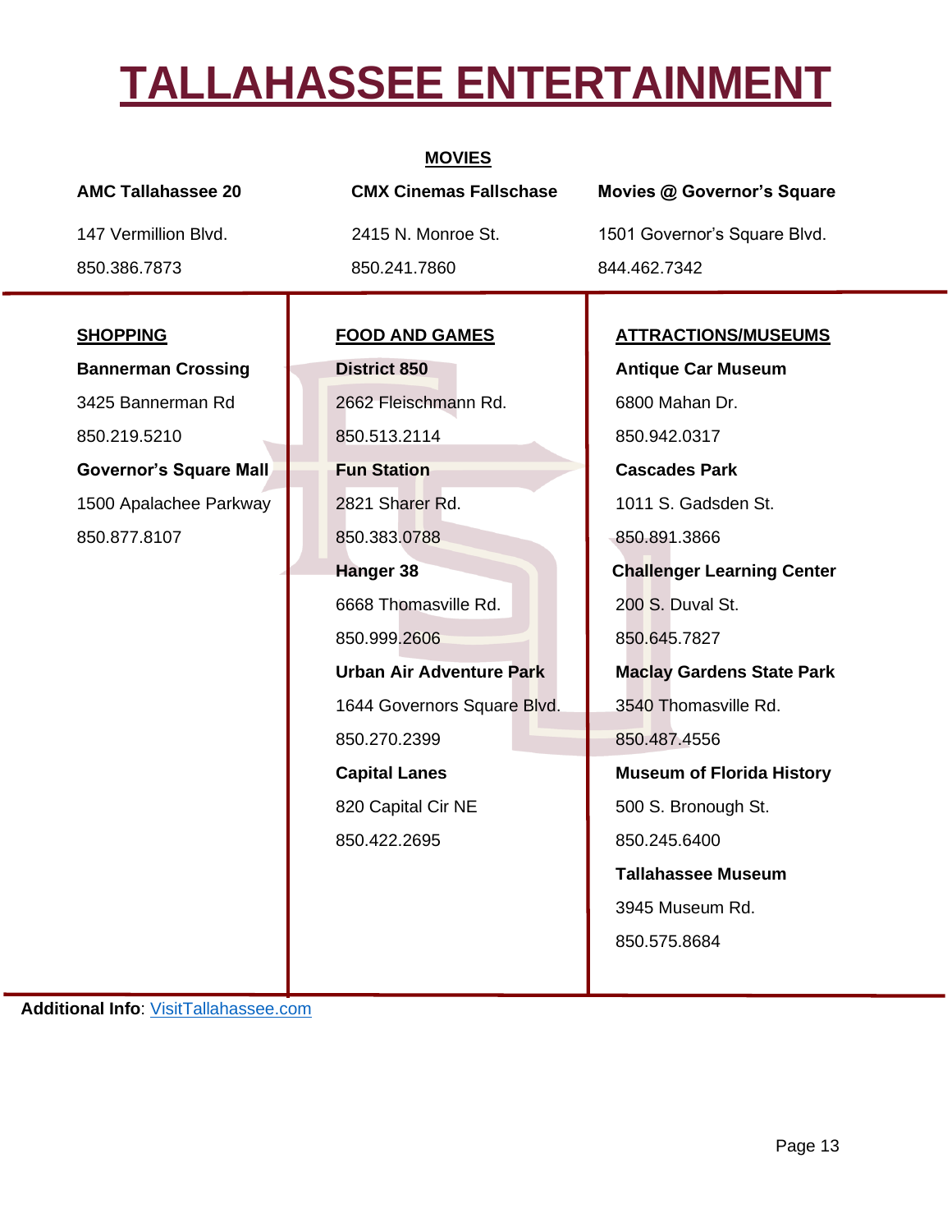# TALLAHASSEE ENTERTAINMENT

## MOVIES

**AMC Tallahassee 20**

147 Vermillion Blvd.

850.386.7873

**CMX Cinemas Fallschase**

2415 N. Monroe St.

850.241.7860

**Movies @ Governor's Square**

1501 Governor's Square Blvd.

844.462.7342

## SHOPPING

**Bannerman Crossing**

3425 Bannerman Rd

850.219.5210

**Governor's Square Mall**

1500 Apalachee Parkway

850.877.8107

## FOOD AND GAMES

**District 850**

2662 Fleischmann Rd.

850.513.2114

**Fun Station**

2821 Sharer Rd.

850.383.0788

**Hanger 38**

6668 Thomasville Rd.

850.999.2606

**Urban Air Adventure Park**

1644 Governors Square Blvd.

850.270.2399

**Capital Lanes**

820 Capital Cir NE

850.422.2695

## ATTRACTIONS/MUSEUMS

**Antique Car Museum**

6800 Mahan Dr.

850.942.0317

**Cascades Park**

1011 S. Gadsden St.

850.891.3866

**Challenger Learning Center**

200 S. Duval St.

850.645.7827

**Maclay Gardens State Park**

3540 Thomasville Rd.

850.487.4556

**Museum of Florida History**

500 S. Bronough St.

850.245.6400

**Tallahassee Museum**

3945 Museum Rd.

850.575.8684

**Additional Info**: VisitTallahassee.com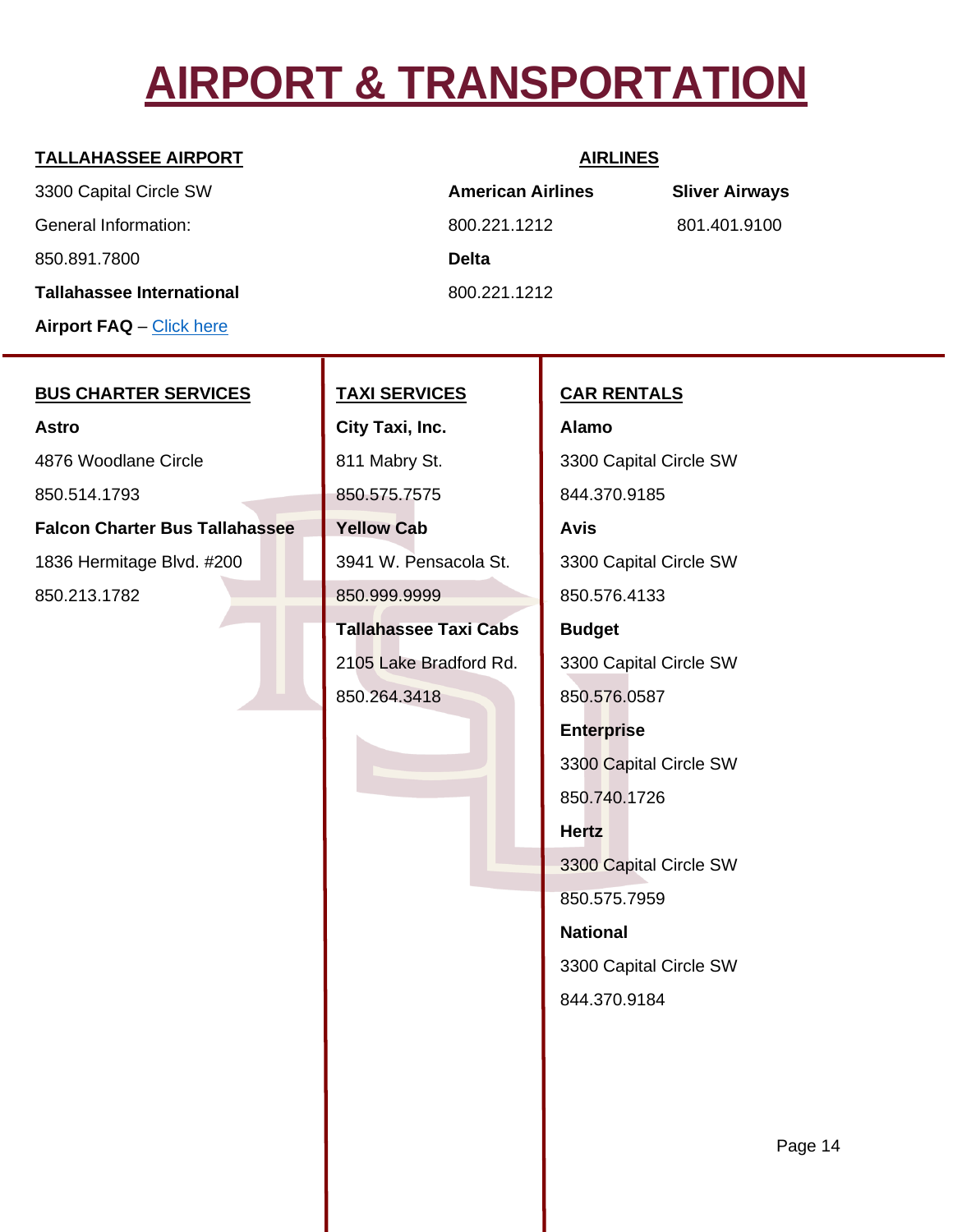# AIRPORT & TRANSPORTATION

## TALLAHASSEE AIRPORT

3300 Capital Circle SW

General Information:

850.891.7800

**Tallahassee International Airport FAQ** – [Click here]

## AIRLINES

**American Airlines**

800.221.1212

**Delta**

800.221.1212

**Sliver Airways**

801.401.9100

## BUS CHARTER SERVICES

**Astro**

4876 Woodlane Circle

850.514.1793

**Falcon Charter Bus Tallahassee**

1836 Hermitage Blvd. #200

850.213.1782

## TAXI SERVICES

**City Taxi, Inc.**

811 Mabry St.

850.575.7575

**Yellow Cab**

3941 W. Pensacola St.

850.999.9999

**Tallahassee Taxi Cabs**

2105 Lake Bradford Rd.

850.264.3418

## CAR RENTALS

**Alamo**

3300 Capital Circle SW

844.370.9185

**Avis**

3300 Capital Circle SW

850.576.4133

**Budget**

3300 Capital Circle SW

850.576.0587

**Enterprise**

3300 Capital Circle SW

850.740.1726

**Hertz**

3300 Capital Circle SW

850.575.7959

**National**

3300 Capital Circle SW

844.370.9184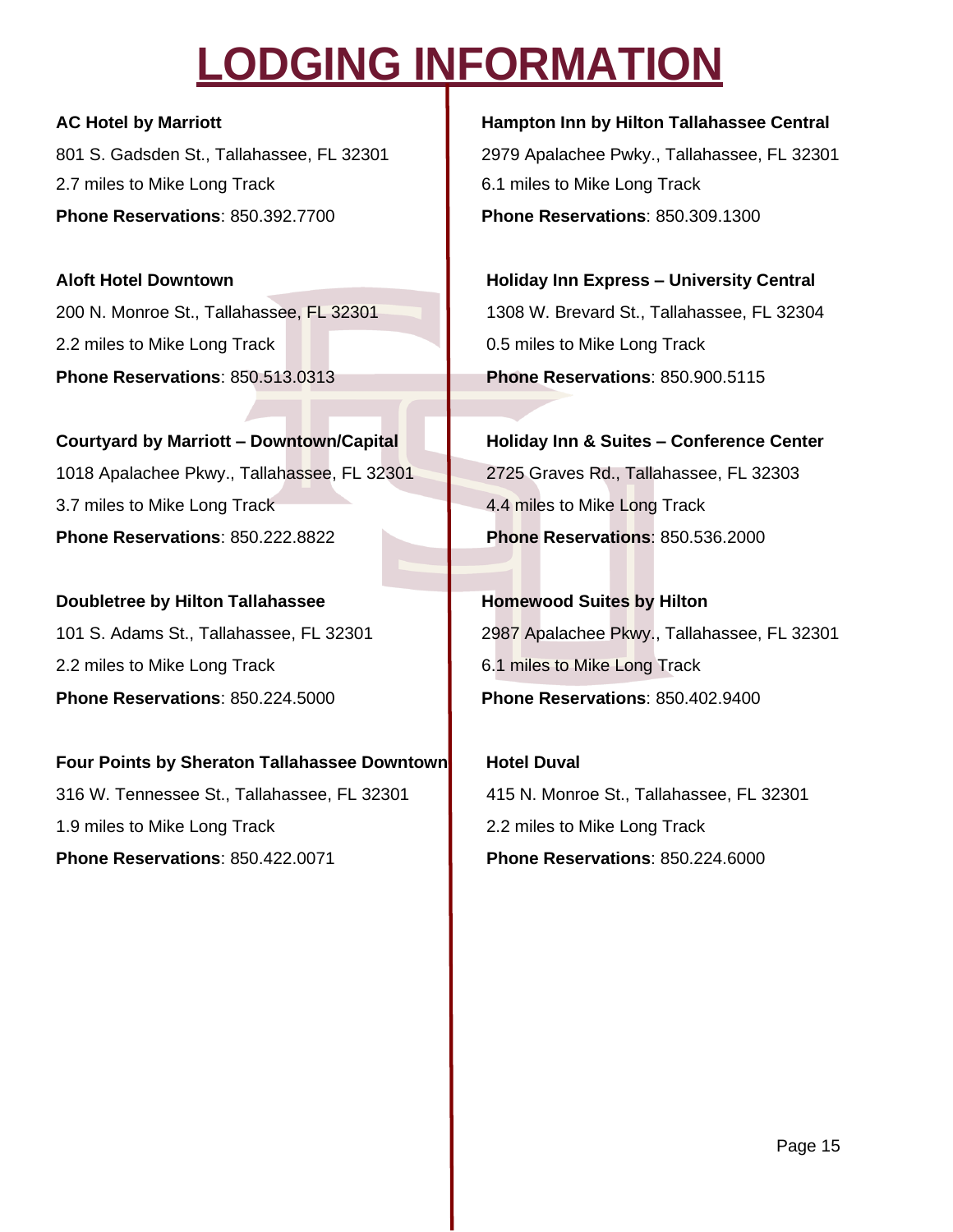# LODGING INFORMATION

**AC Hotel by Marriott**
801 S. Gadsden St., Tallahassee, FL 32301
2.7 miles to Mike Long Track
**Phone Reservations**: 850.392.7700

**Aloft Hotel Downtown**
200 N. Monroe St., Tallahassee, FL 32301
2.2 miles to Mike Long Track
**Phone Reservations**: 850.513.0313

**Courtyard by Marriott – Downtown/Capital**
1018 Apalachee Pkwy., Tallahassee, FL 32301
3.7 miles to Mike Long Track
**Phone Reservations**: 850.222.8822

**Doubletree by Hilton Tallahassee**
101 S. Adams St., Tallahassee, FL 32301
2.2 miles to Mike Long Track
**Phone Reservations**: 850.224.5000

**Four Points by Sheraton Tallahassee Downtown**
316 W. Tennessee St., Tallahassee, FL 32301
1.9 miles to Mike Long Track
**Phone Reservations**: 850.422.0071

**Hampton Inn by Hilton Tallahassee Central**
2979 Apalachee Pwky., Tallahassee, FL 32301
6.1 miles to Mike Long Track
**Phone Reservations**: 850.309.1300

**Holiday Inn Express – University Central**
1308 W. Brevard St., Tallahassee, FL 32304
0.5 miles to Mike Long Track
**Phone Reservations**: 850.900.5115

**Holiday Inn & Suites – Conference Center**
2725 Graves Rd., Tallahassee, FL 32303
4.4 miles to Mike Long Track
**Phone Reservations**: 850.536.2000

**Homewood Suites by Hilton**
2987 Apalachee Pkwy., Tallahassee, FL 32301
6.1 miles to Mike Long Track
**Phone Reservations**: 850.402.9400

**Hotel Duval**
415 N. Monroe St., Tallahassee, FL 32301
2.2 miles to Mike Long Track
**Phone Reservations**: 850.224.6000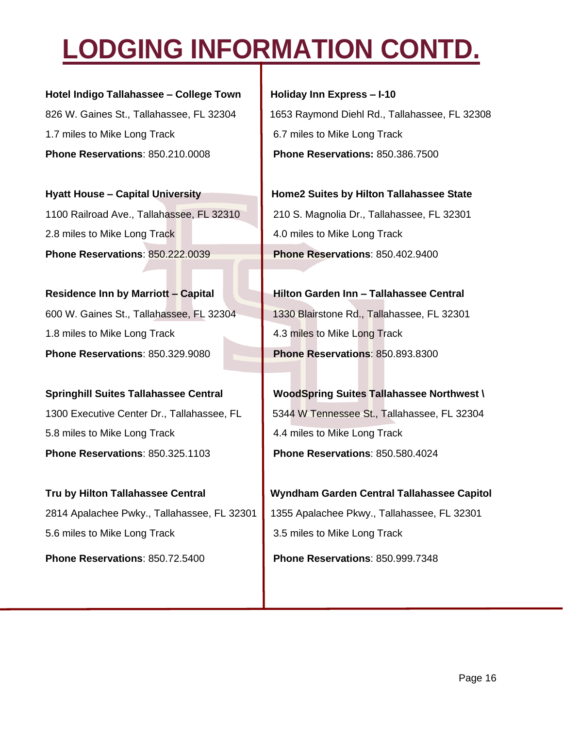# LODGING INFORMATION CONTD.

**Hotel Indigo Tallahassee – College Town**
826 W. Gaines St., Tallahassee, FL 32304
1.7 miles to Mike Long Track
**Phone Reservations**: 850.210.0008

**Hyatt House – Capital University**
1100 Railroad Ave., Tallahassee, FL 32310
2.8 miles to Mike Long Track
**Phone Reservations**: 850.222.0039

**Residence Inn by Marriott – Capital**
600 W. Gaines St., Tallahassee, FL 32304
1.8 miles to Mike Long Track
**Phone Reservations**: 850.329.9080

**Springhill Suites Tallahassee Central**
1300 Executive Center Dr., Tallahassee, FL
5.8 miles to Mike Long Track
**Phone Reservations**: 850.325.1103

**Tru by Hilton Tallahassee Central**
2814 Apalachee Pwky., Tallahassee, FL 32301
5.6 miles to Mike Long Track
**Phone Reservations**: 850.72.5400

**Holiday Inn Express – I-10**
1653 Raymond Diehl Rd., Tallahassee, FL 32308
6.7 miles to Mike Long Track
**Phone Reservations:** 850.386.7500

**Home2 Suites by Hilton Tallahassee State**
210 S. Magnolia Dr., Tallahassee, FL 32301
4.0 miles to Mike Long Track
**Phone Reservations**: 850.402.9400

**Hilton Garden Inn – Tallahassee Central**
1330 Blairstone Rd., Tallahassee, FL 32301
4.3 miles to Mike Long Track
**Phone Reservations**: 850.893.8300

**WoodSpring Suites Tallahassee Northwest \**
5344 W Tennessee St., Tallahassee, FL 32304
4.4 miles to Mike Long Track
**Phone Reservations**: 850.580.4024

**Wyndham Garden Central Tallahassee Capitol**
1355 Apalachee Pkwy., Tallahassee, FL 32301
3.5 miles to Mike Long Track
**Phone Reservations**: 850.999.7348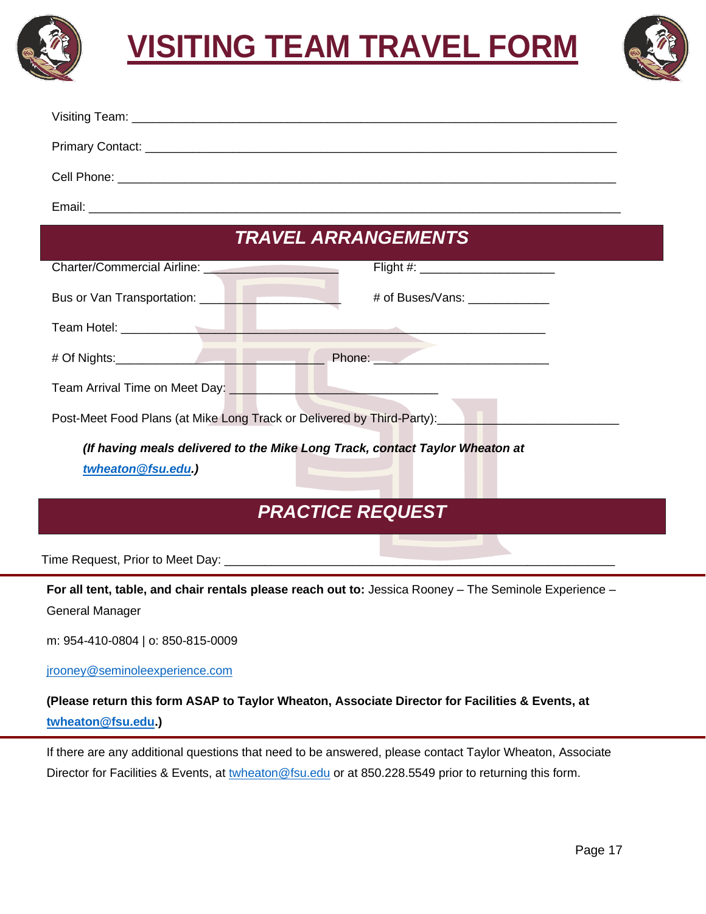# VISITING TEAM TRAVEL FORM

Visiting Team: ______________________________________________________________________

Primary Contact: ____________________________________________________________________

Cell Phone: ________________________________________________________________________

Email: _____________________________________________________________________________

## TRAVEL ARRANGEMENTS

Charter/Commercial Airline: ____________________ Flight #: ____________________

Bus or Van Transportation: ____________________ # of Buses/Vans: ____________

Team Hotel: _______________________________________________________________

# Of Nights:__________________________ Phone: __________________________

Team Arrival Time on Meet Day: ______________________________

Post-Meet Food Plans (at Mike Long Track or Delivered by Third-Party):___________________________

***(If having meals delivered to the Mike Long Track, contact Taylor Wheaton at twheaton@fsu.edu.)***

## PRACTICE REQUEST

Time Request, Prior to Meet Day: ___________________________________________________________

**For all tent, table, and chair rentals please reach out to:** Jessica Rooney – The Seminole Experience – General Manager

m: 954-410-0804 | o: 850-815-0009

jrooney@seminoleexperience.com

**(Please return this form ASAP to Taylor Wheaton, Associate Director for Facilities & Events, at twheaton@fsu.edu.)**

If there are any additional questions that need to be answered, please contact Taylor Wheaton, Associate Director for Facilities & Events, at twheaton@fsu.edu or at 850.228.5549 prior to returning this form.